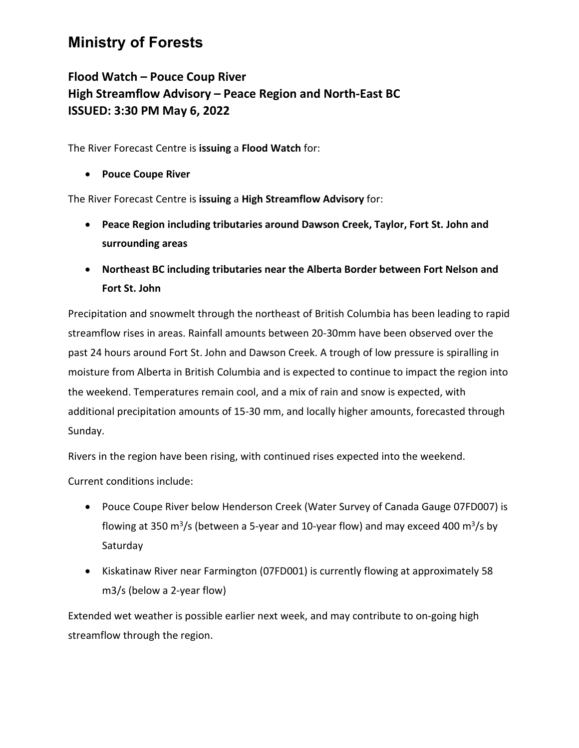# Ministry of Forests

## Flood Watch – Pouce Coup River
## High Streamflow Advisory – Peace Region and North-East BC
## ISSUED: 3:30 PM May 6, 2022

The River Forecast Centre is **issuing** a **Flood Watch** for:

- **Pouce Coupe River**

The River Forecast Centre is **issuing** a **High Streamflow Advisory** for:

- **Peace Region including tributaries around Dawson Creek, Taylor, Fort St. John and surrounding areas**
- **Northeast BC including tributaries near the Alberta Border between Fort Nelson and Fort St. John**

Precipitation and snowmelt through the northeast of British Columbia has been leading to rapid streamflow rises in areas. Rainfall amounts between 20-30mm have been observed over the past 24 hours around Fort St. John and Dawson Creek. A trough of low pressure is spiralling in moisture from Alberta in British Columbia and is expected to continue to impact the region into the weekend. Temperatures remain cool, and a mix of rain and snow is expected, with additional precipitation amounts of 15-30 mm, and locally higher amounts, forecasted through Sunday.

Rivers in the region have been rising, with continued rises expected into the weekend.

Current conditions include:

- Pouce Coupe River below Henderson Creek (Water Survey of Canada Gauge 07FD007) is flowing at 350 $m^3/s$ (between a 5-year and 10-year flow) and may exceed 400 $m^3/s$ by Saturday
- Kiskatinaw River near Farmington (07FD001) is currently flowing at approximately 58 m3/s (below a 2-year flow)

Extended wet weather is possible earlier next week, and may contribute to on-going high streamflow through the region.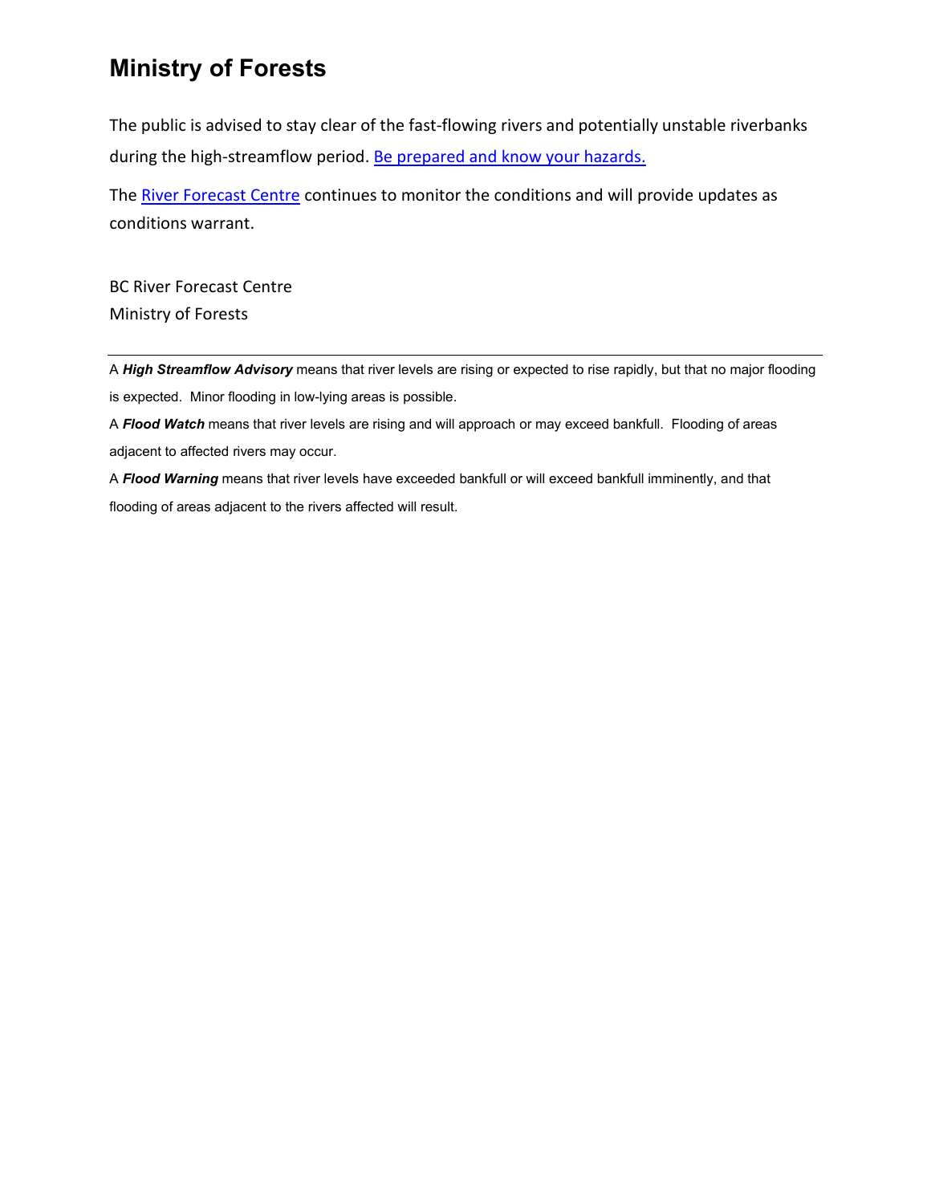# Ministry of Forests

The public is advised to stay clear of the fast-flowing rivers and potentially unstable riverbanks during the high-streamflow period. [Be prepared and know your hazards.]

The [River Forecast Centre] continues to monitor the conditions and will provide updates as conditions warrant.

BC River Forecast Centre
Ministry of Forests

---

A ***High Streamflow Advisory*** means that river levels are rising or expected to rise rapidly, but that no major flooding is expected. Minor flooding in low-lying areas is possible.

A ***Flood Watch*** means that river levels are rising and will approach or may exceed bankfull. Flooding of areas adjacent to affected rivers may occur.

A ***Flood Warning*** means that river levels have exceeded bankfull or will exceed bankfull imminently, and that flooding of areas adjacent to the rivers affected will result.